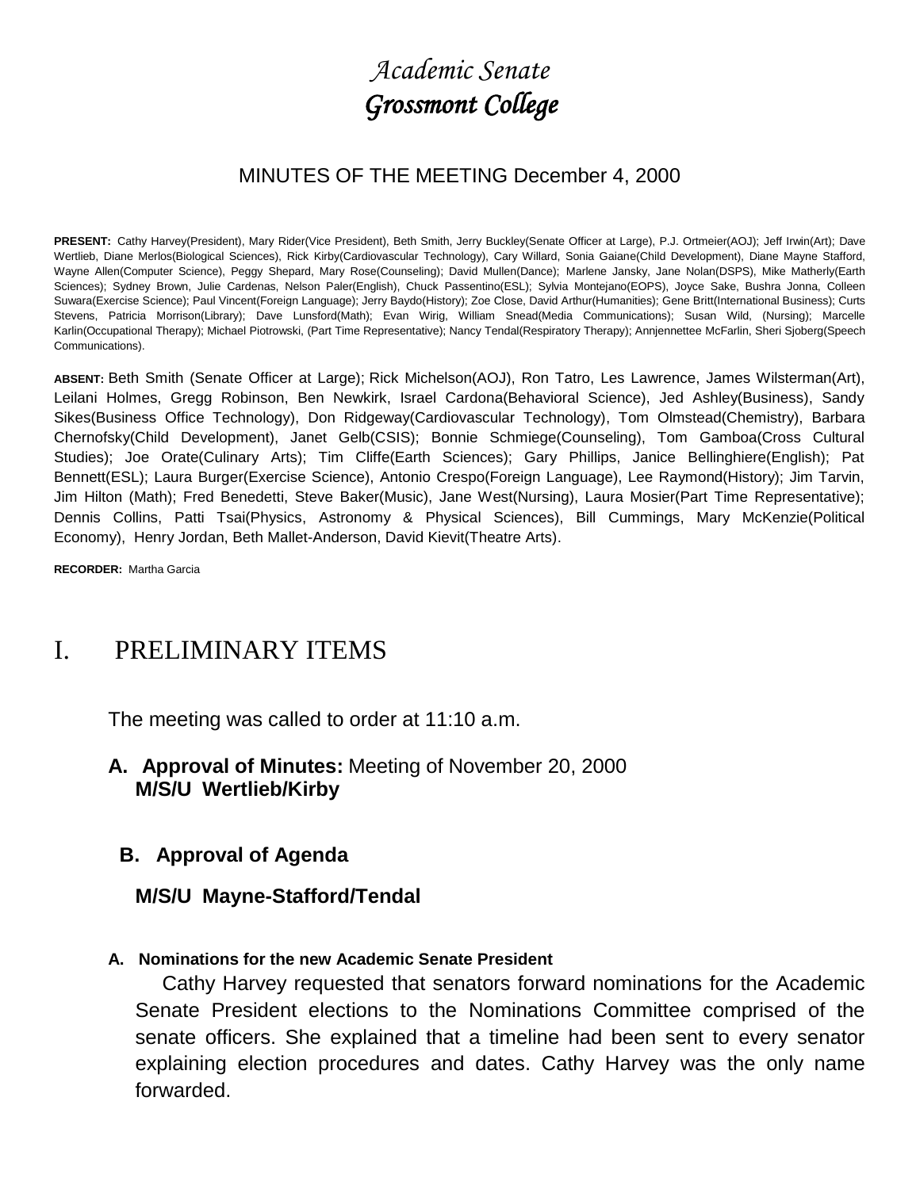# *Academic Senate*
# ***Grossmont College***

MINUTES OF THE MEETING December 4, 2000

**PRESENT:** Cathy Harvey(President), Mary Rider(Vice President), Beth Smith, Jerry Buckley(Senate Officer at Large), P.J. Ortmeier(AOJ); Jeff Irwin(Art); Dave Wertlieb, Diane Merlos(Biological Sciences), Rick Kirby(Cardiovascular Technology), Cary Willard, Sonia Gaiane(Child Development), Diane Mayne Stafford, Wayne Allen(Computer Science), Peggy Shepard, Mary Rose(Counseling); David Mullen(Dance); Marlene Jansky, Jane Nolan(DSPS), Mike Matherly(Earth Sciences); Sydney Brown, Julie Cardenas, Nelson Paler(English), Chuck Passentino(ESL); Sylvia Montejano(EOPS), Joyce Sake, Bushra Jonna, Colleen Suwara(Exercise Science); Paul Vincent(Foreign Language); Jerry Baydo(History); Zoe Close, David Arthur(Humanities); Gene Britt(International Business); Curts Stevens, Patricia Morrison(Library); Dave Lunsford(Math); Evan Wirig, William Snead(Media Communications); Susan Wild, (Nursing); Marcelle Karlin(Occupational Therapy); Michael Piotrowski, (Part Time Representative); Nancy Tendal(Respiratory Therapy); Annjennettee McFarlin, Sheri Sjoberg(Speech Communications).

**ABSENT:** Beth Smith (Senate Officer at Large); Rick Michelson(AOJ), Ron Tatro, Les Lawrence, James Wilsterman(Art), Leilani Holmes, Gregg Robinson, Ben Newkirk, Israel Cardona(Behavioral Science), Jed Ashley(Business), Sandy Sikes(Business Office Technology), Don Ridgeway(Cardiovascular Technology), Tom Olmstead(Chemistry), Barbara Chernofsky(Child Development), Janet Gelb(CSIS); Bonnie Schmiege(Counseling), Tom Gamboa(Cross Cultural Studies); Joe Orate(Culinary Arts); Tim Cliffe(Earth Sciences); Gary Phillips, Janice Bellinghiere(English); Pat Bennett(ESL); Laura Burger(Exercise Science), Antonio Crespo(Foreign Language), Lee Raymond(History); Jim Tarvin, Jim Hilton (Math); Fred Benedetti, Steve Baker(Music), Jane West(Nursing), Laura Mosier(Part Time Representative); Dennis Collins, Patti Tsai(Physics, Astronomy & Physical Sciences), Bill Cummings, Mary McKenzie(Political Economy), Henry Jordan, Beth Mallet-Anderson, David Kievit(Theatre Arts).

**RECORDER:** Martha Garcia

# I. PRELIMINARY ITEMS

The meeting was called to order at 11:10 a.m.

**A. Approval of Minutes:** Meeting of November 20, 2000
**M/S/U Wertlieb/Kirby**

**B. Approval of Agenda**

**M/S/U Mayne-Stafford/Tendal**

**A. Nominations for the new Academic Senate President**

Cathy Harvey requested that senators forward nominations for the Academic Senate President elections to the Nominations Committee comprised of the senate officers. She explained that a timeline had been sent to every senator explaining election procedures and dates. Cathy Harvey was the only name forwarded.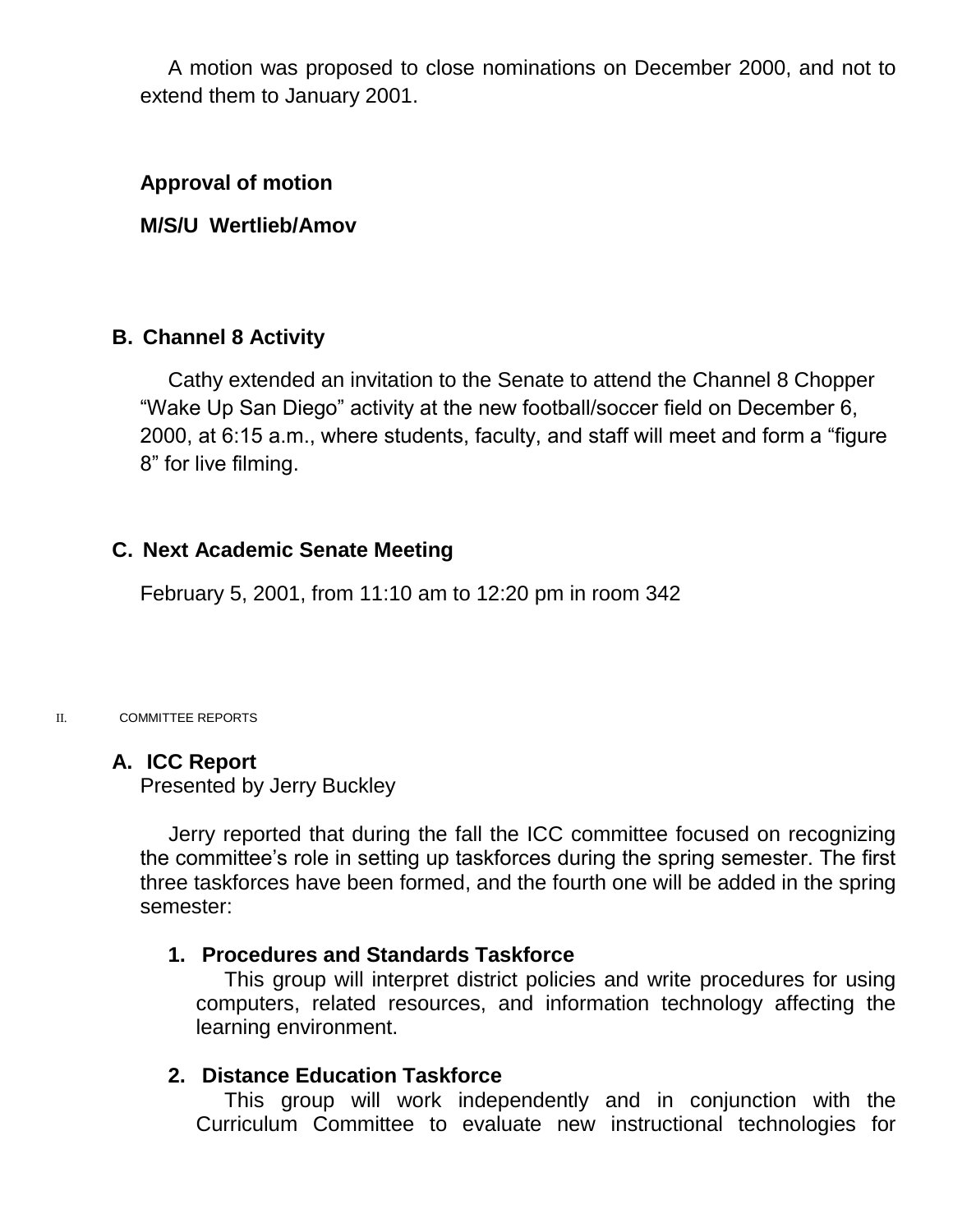A motion was proposed to close nominations on December 2000, and not to extend them to January 2001.

**Approval of motion**

**M/S/U Wertlieb/Amov**

### B. Channel 8 Activity

Cathy extended an invitation to the Senate to attend the Channel 8 Chopper "Wake Up San Diego" activity at the new football/soccer field on December 6, 2000, at 6:15 a.m., where students, faculty, and staff will meet and form a "figure 8" for live filming.

### C. Next Academic Senate Meeting

February 5, 2001, from 11:10 am to 12:20 pm in room 342

## II. COMMITTEE REPORTS

### A. ICC Report

Presented by Jerry Buckley

Jerry reported that during the fall the ICC committee focused on recognizing the committee's role in setting up taskforces during the spring semester. The first three taskforces have been formed, and the fourth one will be added in the spring semester:

1. **Procedures and Standards Taskforce**
   This group will interpret district policies and write procedures for using computers, related resources, and information technology affecting the learning environment.

2. **Distance Education Taskforce**
   This group will work independently and in conjunction with the Curriculum Committee to evaluate new instructional technologies for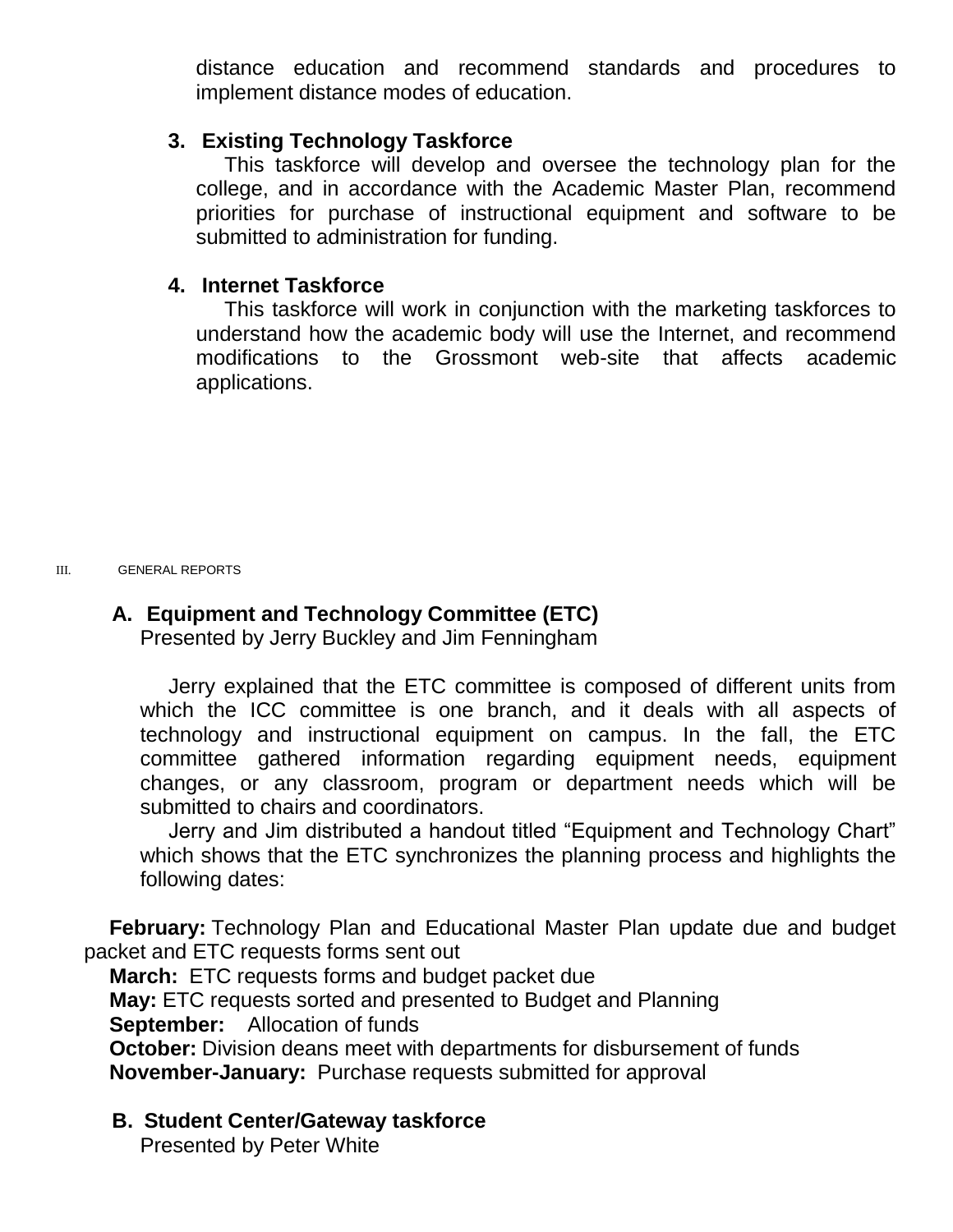distance education and recommend standards and procedures to implement distance modes of education.

3. **Existing Technology Taskforce**

   This taskforce will develop and oversee the technology plan for the college, and in accordance with the Academic Master Plan, recommend priorities for purchase of instructional equipment and software to be submitted to administration for funding.

4. **Internet Taskforce**

   This taskforce will work in conjunction with the marketing taskforces to understand how the academic body will use the Internet, and recommend modifications to the Grossmont web-site that affects academic applications.

## III. GENERAL REPORTS

### A. Equipment and Technology Committee (ETC)

Presented by Jerry Buckley and Jim Fenningham

Jerry explained that the ETC committee is composed of different units from which the ICC committee is one branch, and it deals with all aspects of technology and instructional equipment on campus. In the fall, the ETC committee gathered information regarding equipment needs, equipment changes, or any classroom, program or department needs which will be submitted to chairs and coordinators.

Jerry and Jim distributed a handout titled "Equipment and Technology Chart" which shows that the ETC synchronizes the planning process and highlights the following dates:

**February:** Technology Plan and Educational Master Plan update due and budget packet and ETC requests forms sent out

**March:** ETC requests forms and budget packet due

**May:** ETC requests sorted and presented to Budget and Planning

**September:** Allocation of funds

**October:** Division deans meet with departments for disbursement of funds

**November-January:** Purchase requests submitted for approval

### B. Student Center/Gateway taskforce

Presented by Peter White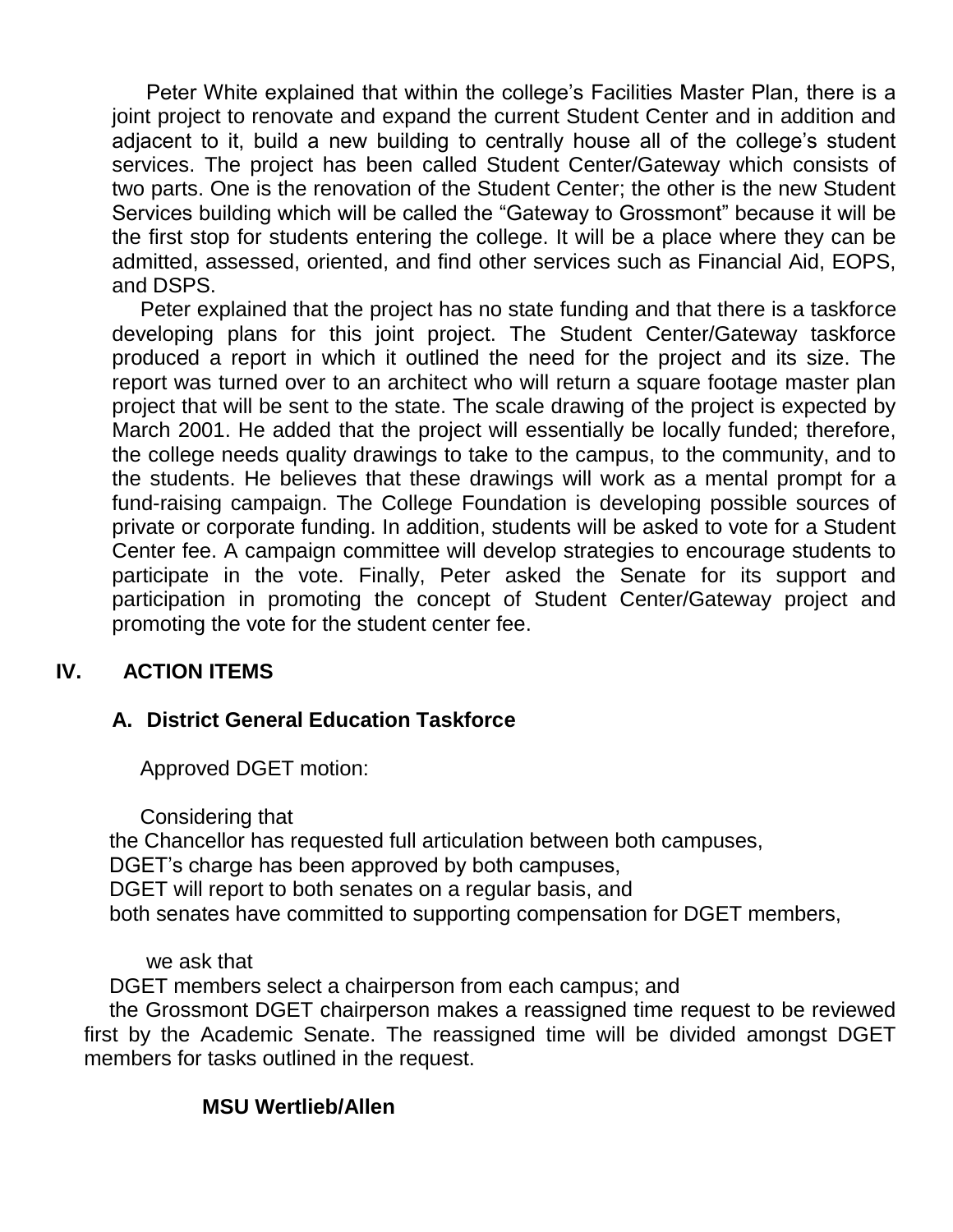Peter White explained that within the college's Facilities Master Plan, there is a joint project to renovate and expand the current Student Center and in addition and adjacent to it, build a new building to centrally house all of the college's student services. The project has been called Student Center/Gateway which consists of two parts. One is the renovation of the Student Center; the other is the new Student Services building which will be called the "Gateway to Grossmont" because it will be the first stop for students entering the college. It will be a place where they can be admitted, assessed, oriented, and find other services such as Financial Aid, EOPS, and DSPS.

Peter explained that the project has no state funding and that there is a taskforce developing plans for this joint project. The Student Center/Gateway taskforce produced a report in which it outlined the need for the project and its size. The report was turned over to an architect who will return a square footage master plan project that will be sent to the state. The scale drawing of the project is expected by March 2001. He added that the project will essentially be locally funded; therefore, the college needs quality drawings to take to the campus, to the community, and to the students. He believes that these drawings will work as a mental prompt for a fund-raising campaign. The College Foundation is developing possible sources of private or corporate funding. In addition, students will be asked to vote for a Student Center fee. A campaign committee will develop strategies to encourage students to participate in the vote. Finally, Peter asked the Senate for its support and participation in promoting the concept of Student Center/Gateway project and promoting the vote for the student center fee.

## IV. ACTION ITEMS

### A. District General Education Taskforce

Approved DGET motion:

Considering that
the Chancellor has requested full articulation between both campuses,
DGET's charge has been approved by both campuses,
DGET will report to both senates on a regular basis, and
both senates have committed to supporting compensation for DGET members,

we ask that
DGET members select a chairperson from each campus; and
the Grossmont DGET chairperson makes a reassigned time request to be reviewed first by the Academic Senate. The reassigned time will be divided amongst DGET members for tasks outlined in the request.

**MSU Wertlieb/Allen**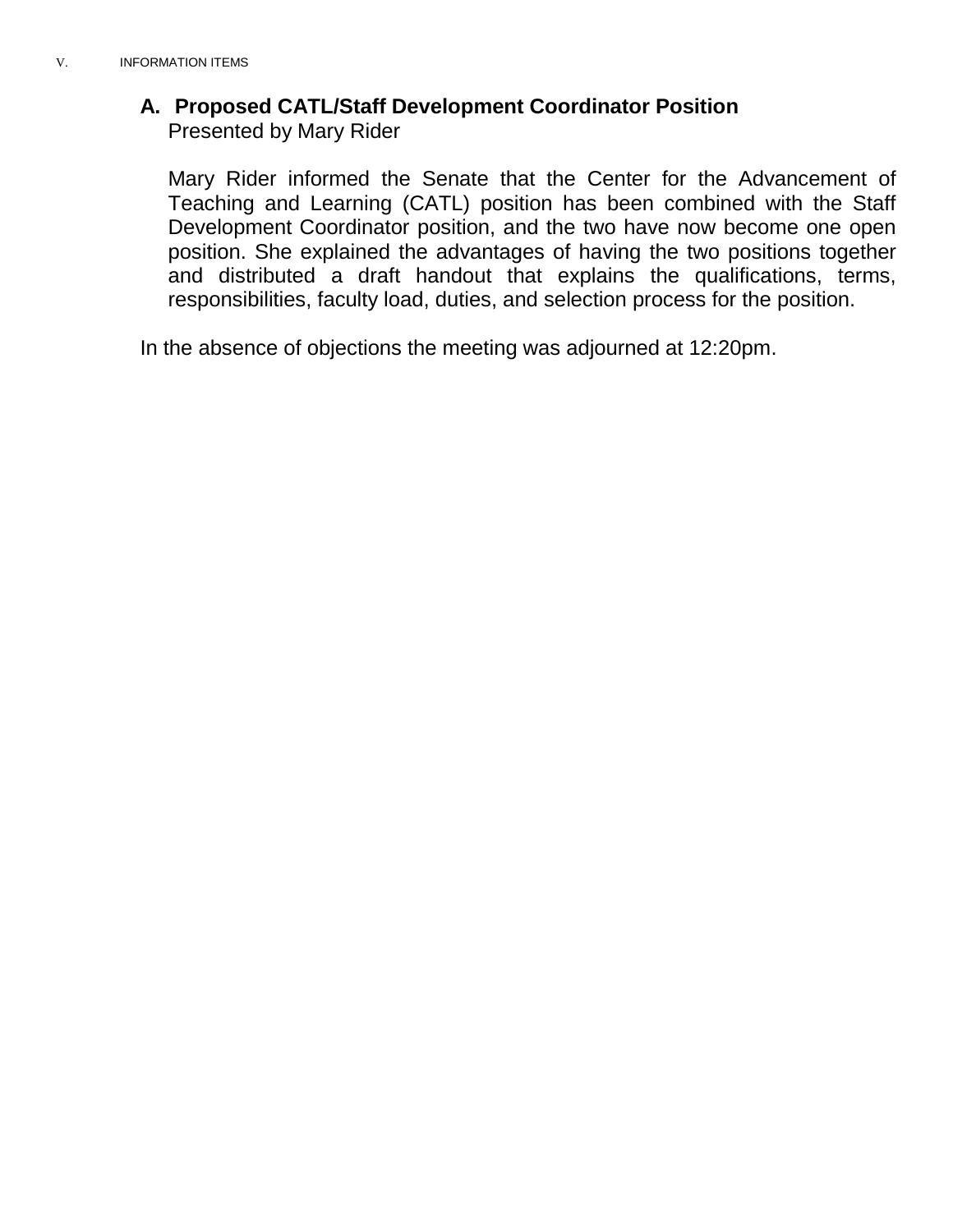V. INFORMATION ITEMS

**A. Proposed CATL/Staff Development Coordinator Position**
Presented by Mary Rider

Mary Rider informed the Senate that the Center for the Advancement of Teaching and Learning (CATL) position has been combined with the Staff Development Coordinator position, and the two have now become one open position. She explained the advantages of having the two positions together and distributed a draft handout that explains the qualifications, terms, responsibilities, faculty load, duties, and selection process for the position.

In the absence of objections the meeting was adjourned at 12:20pm.